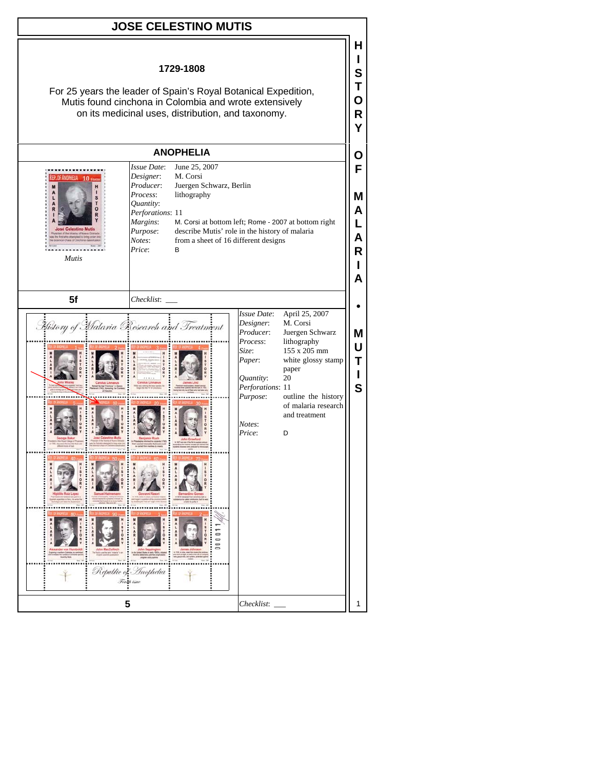# JOSE CELESTINO MUTIS

**1729-1808**

For 25 years the leader of Spain's Royal Botanical Expedition, Mutis found cinchona in Colombia and wrote extensively on its medicinal uses, distribution, and taxonomy.

## ANOPHELIA

*Mutis*

| | |
|---|---|
| *Issue Date*: | June 25, 2007 |
| *Designer*: | M. Corsi |
| *Producer*: | Juergen Schwarz, Berlin |
| *Process*: | lithography |
| *Quantity*: | |
| *Perforations*: | 11 |
| *Margins*: | M. Corsi at bottom left; Rome - 2007 at bottom right |
| *Purpose*: | describe Mutis' role in the history of malaria |
| *Notes*: | from a sheet of 16 different designs |
| *Price*: | B |

**5f** *Checklist*: ___

| | |
|---|---|
| *Issue Date*: | April 25, 2007 |
| *Designer*: | M. Corsi |
| *Producer*: | Juergen Schwarz |
| *Process*: | lithography |
| *Size*: | 155 x 205 mm |
| *Paper*: | white glossy stamp paper |
| *Quantity*: | 20 |
| *Perforations*: | 11 |
| *Purpose*: | outline the history of malaria research and treatment |
| *Notes*: | |
| *Price*: | D |

**5** *Checklist*: ___

HISTORY OF MALARIA • MUTIS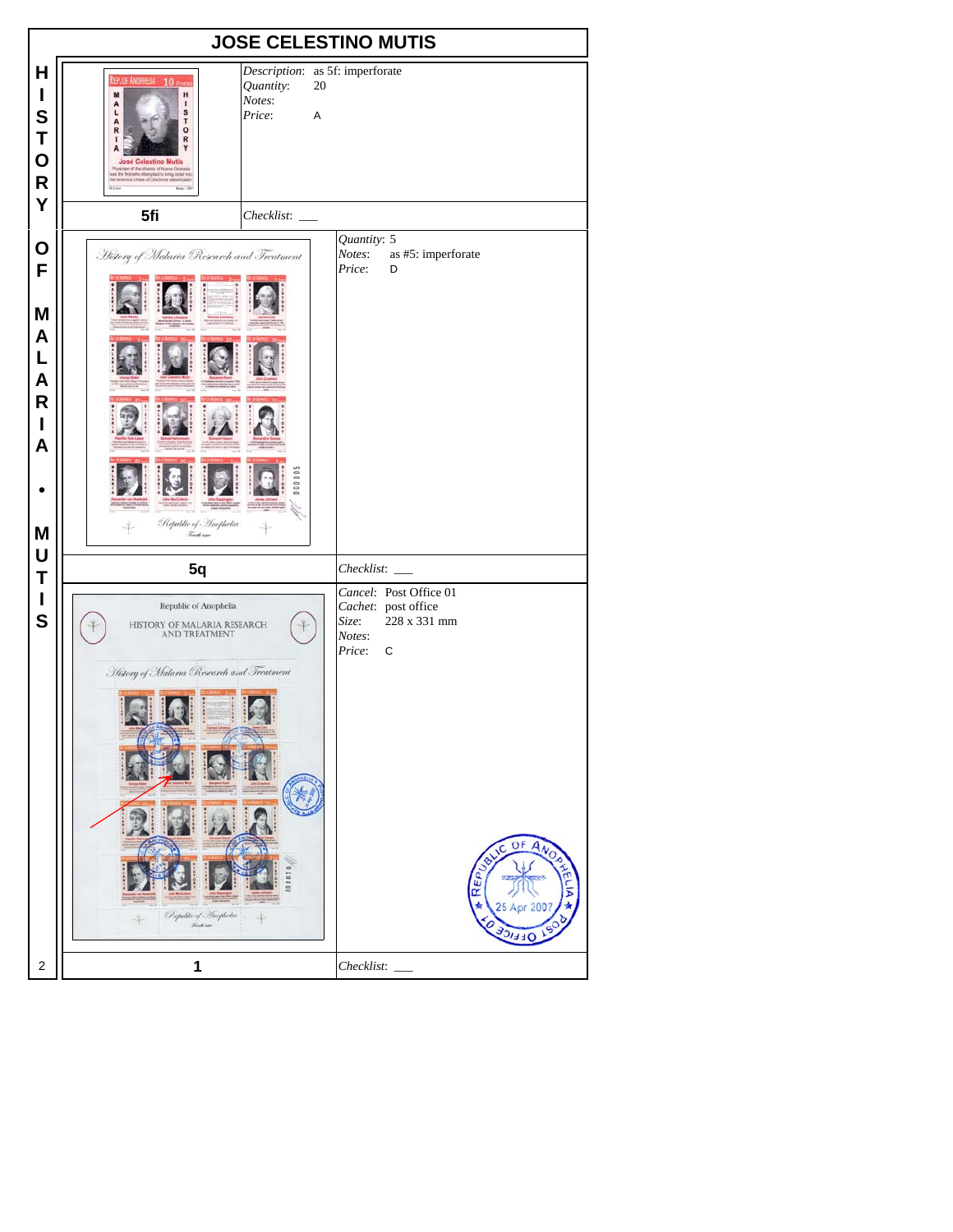# JOSE CELESTINO MUTIS

HISTORY OF MALARIA • MUTIS

| 5fi | |
|---|---|
| *Description*: as 5f: imperforate | |
| *Quantity*: 20 | |
| *Notes*: | |
| *Price*: A | |
| *Checklist*: ___ | |

| 5q | |
|---|---|
| *Quantity*: 5 | |
| *Notes*: as #5: imperforate | |
| *Price*: D | |
| *Checklist*: ___ | |

| 1 | |
|---|---|
| *Cancel*: Post Office 01 | |
| *Cachet*: post office | |
| *Size*: 228 x 331 mm | |
| *Notes*: | |
| *Price*: C | |
| *Checklist*: ___ | |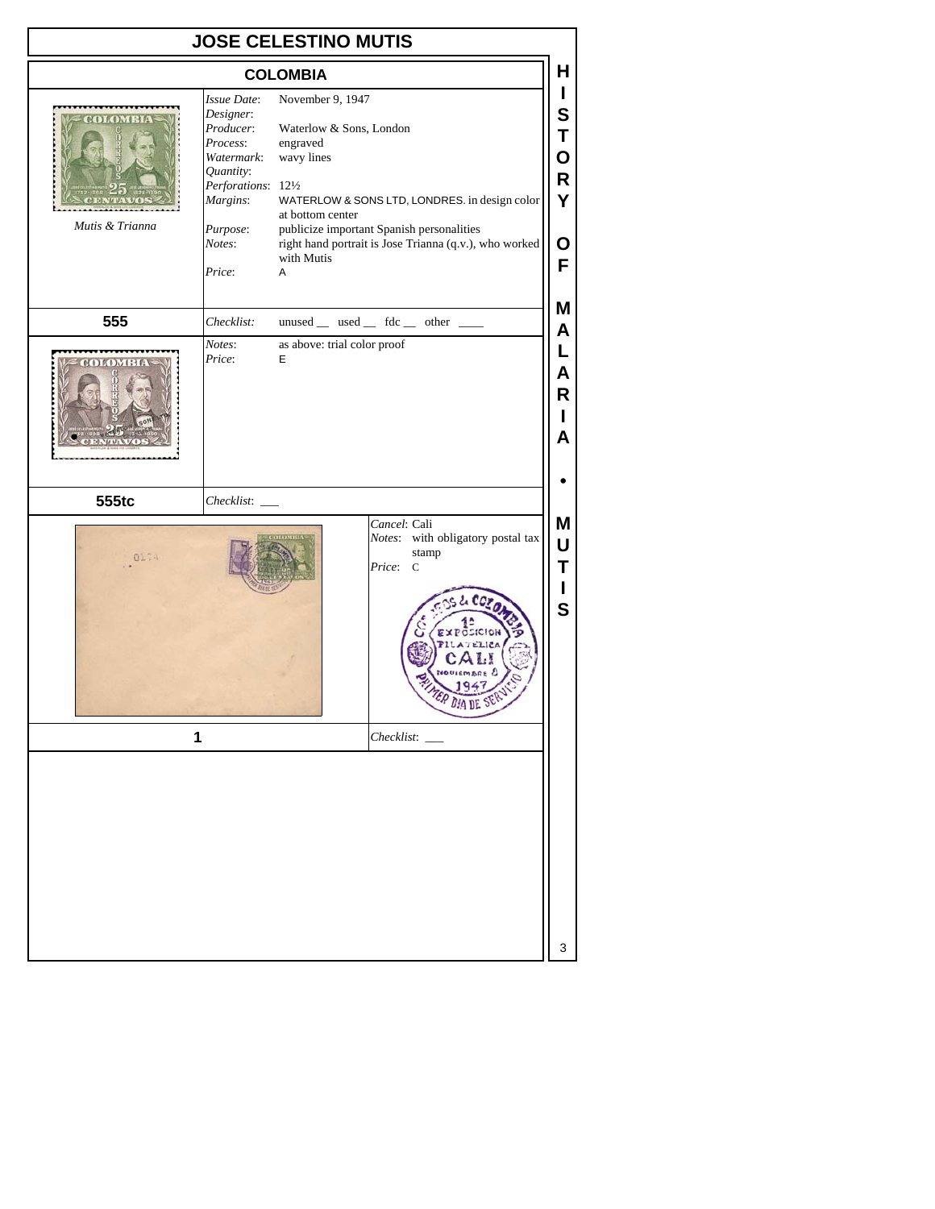# JOSE CELESTINO MUTIS

## COLOMBIA

*Mutis & Trianna*

*Issue Date*: November 9, 1947
*Designer*:
*Producer*: Waterlow & Sons, London
*Process*: engraved
*Watermark*: wavy lines
*Quantity*:
*Perforations*: 12½
*Margins*: WATERLOW & SONS LTD, LONDRES. in design color at bottom center
*Purpose*: publicize important Spanish personalities
*Notes*: right hand portrait is Jose Trianna (q.v.), who worked with Mutis
*Price*: A

**555** — *Checklist*: unused __ used __ fdc __ other ____

*Notes*: as above: trial color proof
*Price*: E

**555tc** — *Checklist*: ___

*Cancel*: Cali
*Notes*: with obligatory postal tax stamp
*Price*: C

**1** — *Checklist*: ___

HISTORY OF MALARIA • MUTIS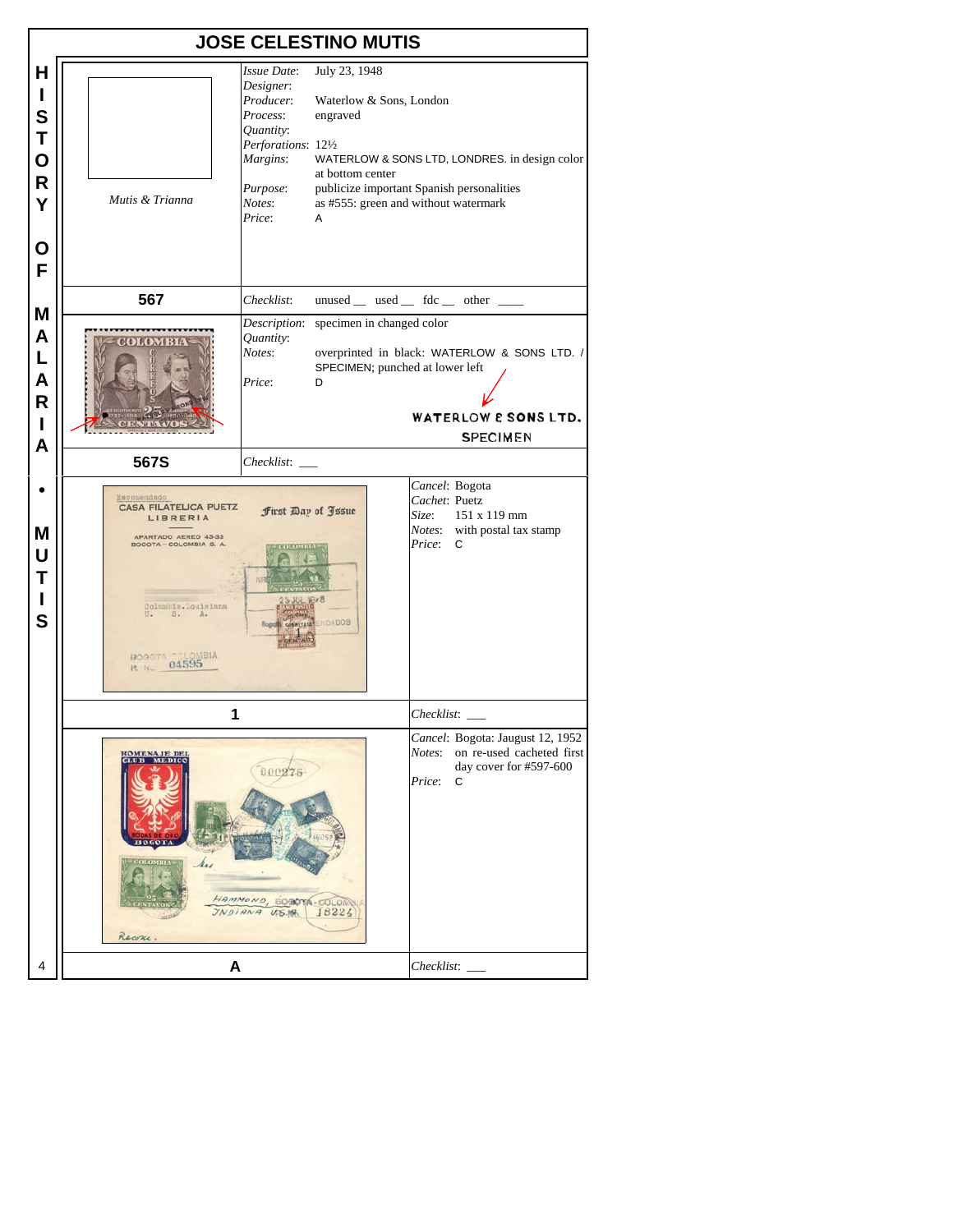# JOSE CELESTINO MUTIS

*Mutis & Trianna*

*Issue Date*: July 23, 1948
*Designer*:
*Producer*: Waterlow & Sons, London
*Process*: engraved
*Quantity*:
*Perforations*: 12½
*Margins*: WATERLOW & SONS LTD, LONDRES. in design color at bottom center
*Purpose*: publicize important Spanish personalities
*Notes*: as #555: green and without watermark
*Price*: A

**567**

*Checklist*: unused __ used __ fdc __ other ____

*Description*: specimen in changed color
*Quantity*:
*Notes*: overprinted in black: WATERLOW & SONS LTD. / SPECIMEN; punched at lower left
*Price*: D

WATERLOW & SONS LTD.
SPECIMEN

**567S**

*Checklist*: ___

*Cancel*: Bogota
*Cachet*: Puetz
*Size*: 151 x 119 mm
*Notes*: with postal tax stamp
*Price*: C

**1**

*Checklist*: ___

*Cancel*: Bogota: Jaugust 12, 1952
*Notes*: on re-used cacheted first day cover for #597-600
*Price*: C

**A**

*Checklist*: ___

HISTORY OF MALARIA • MUTIS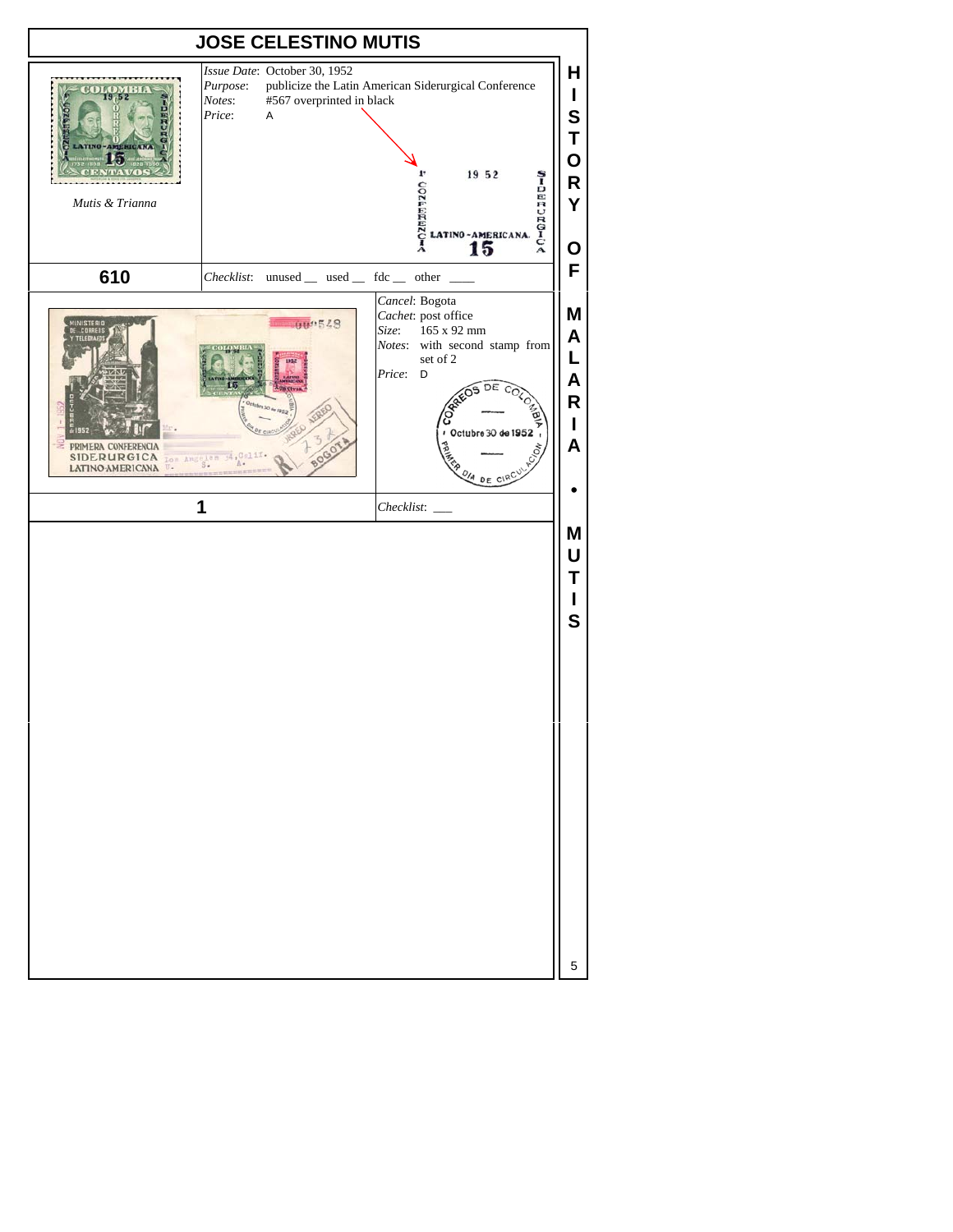# JOSE CELESTINO MUTIS

*Mutis & Trianna*

*Issue Date*: October 30, 1952
*Purpose*: publicize the Latin American Siderurgical Conference
*Notes*: #567 overprinted in black
*Price*: A

1º CONFERENCIA 19 52 SIDERURGICA LATINO-AMERICANA. 15

**610**

*Checklist*: unused __ used __ fdc __ other ____

*Cancel*: Bogota
*Cachet*: post office
*Size*: 165 x 92 mm
*Notes*: with second stamp from set of 2
*Price*: D

CORREOS DE COLOMBIA • Octubre 30 de 1952 • PRIMER DIA DE CIRCULACION

**1**

*Checklist*: ___

HISTORY OF MALARIA • MUTIS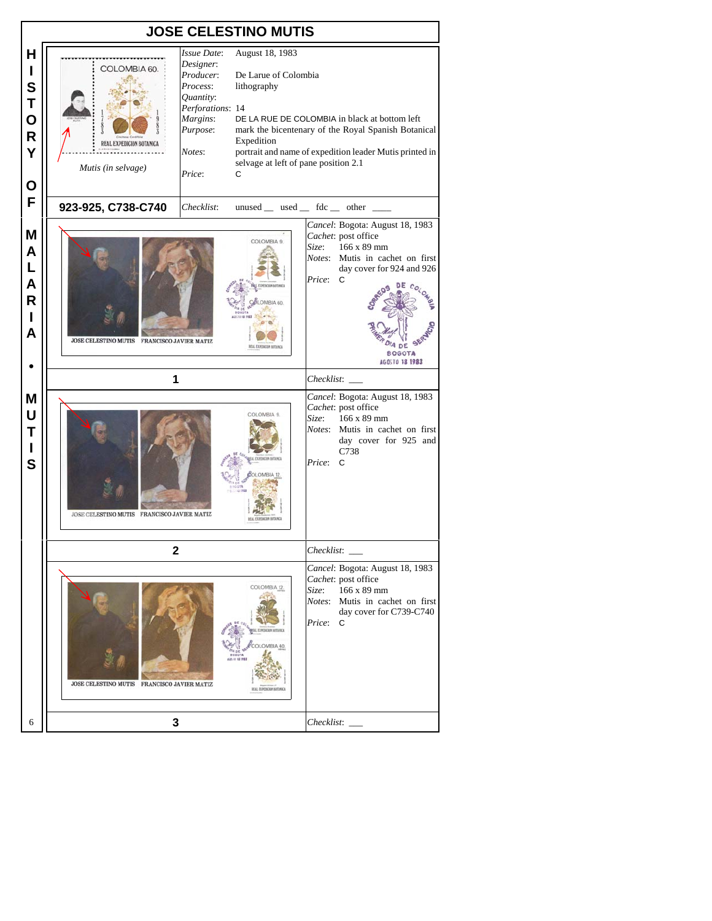# JOSE CELESTINO MUTIS

*Mutis (in selvage)*

| | |
|---|---|
| *Issue Date*: | August 18, 1983 |
| *Designer*: | |
| *Producer*: | De Larue of Colombia |
| *Process*: | lithography |
| *Quantity*: | |
| *Perforations*: | 14 |
| *Margins*: | DE LA RUE DE COLOMBIA in black at bottom left |
| *Purpose*: | mark the bicentenary of the Royal Spanish Botanical Expedition |
| *Notes*: | portrait and name of expedition leader Mutis printed in selvage at left of pane position 2.1 |
| *Price*: | C |

**923-925, C738-C740** *Checklist*: unused __ used __ fdc __ other ____

JOSE CELESTINO MUTIS FRANCISCO JAVIER MATIZ

*Cancel*: Bogota: August 18, 1983
*Cachet*: post office
*Size*: 166 x 89 mm
*Notes*: Mutis in cachet on first day cover for 924 and 926
*Price*: C

**1** *Checklist*: ___

JOSE CELESTINO MUTIS FRANCISCO JAVIER MATIZ

*Cancel*: Bogota: August 18, 1983
*Cachet*: post office
*Size*: 166 x 89 mm
*Notes*: Mutis in cachet on first day cover for 925 and C738
*Price*: C

**2** *Checklist*: ___

JOSE CELESTINO MUTIS FRANCISCO JAVIER MATIZ

*Cancel*: Bogota: August 18, 1983
*Cachet*: post office
*Size*: 166 x 89 mm
*Notes*: Mutis in cachet on first day cover for C739-C740
*Price*: C

**3** *Checklist*: ___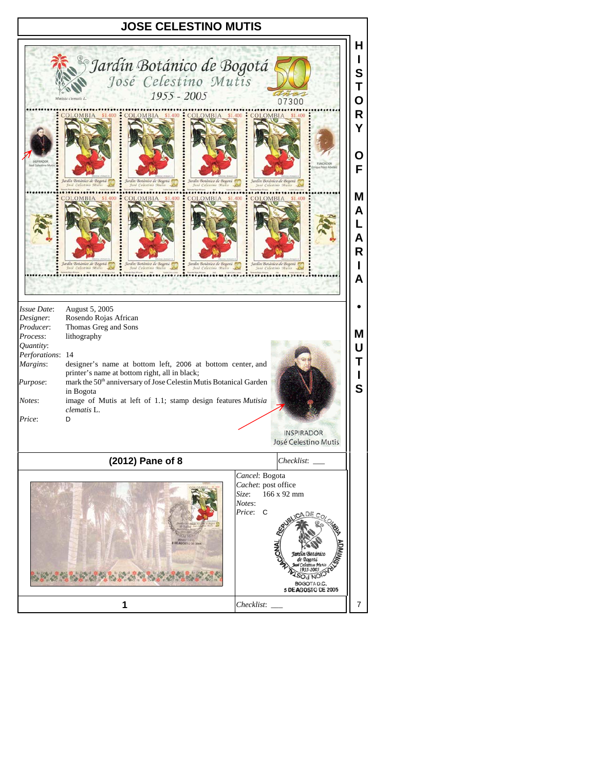# JOSE CELESTINO MUTIS

*Issue Date*: August 5, 2005
*Designer*: Rosendo Rojas African
*Producer*: Thomas Greg and Sons
*Process*: lithography
*Quantity*:
*Perforations*: 14
*Margins*: designer's name at bottom left, 2006 at bottom center, and printer's name at bottom right, all in black;
*Purpose*: mark the 50th anniversary of Jose Celestin Mutis Botanical Garden in Bogota
*Notes*: image of Mutis at left of 1.1; stamp design features *Mutisia clematis* L.
*Price*: D

## (2012) Pane of 8

*Checklist*: ___

*Cancel*: Bogota
*Cachet*: post office
*Size*: 166 x 92 mm
*Notes*:
*Price*: C

**1**

*Checklist*: ___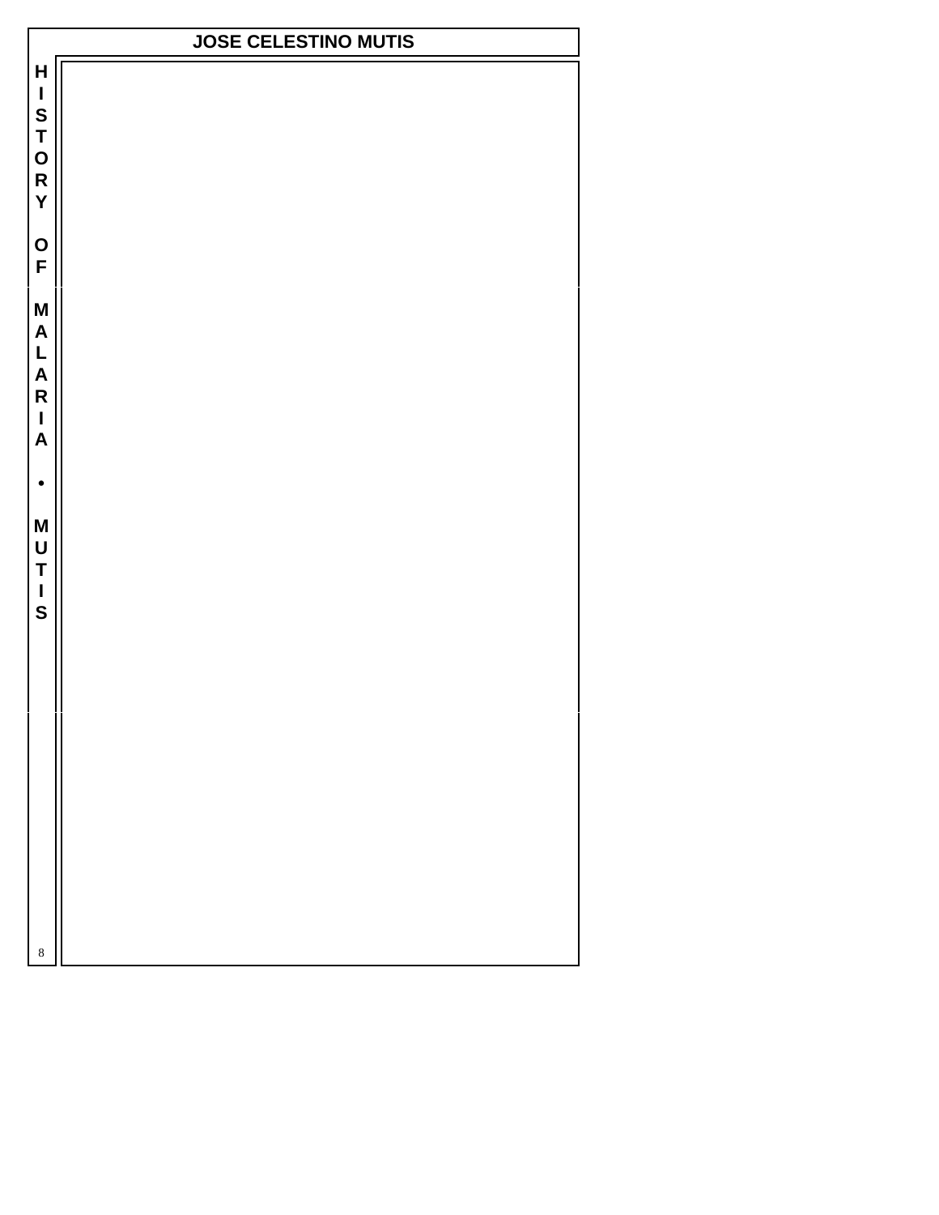# JOSE CELESTINO MUTIS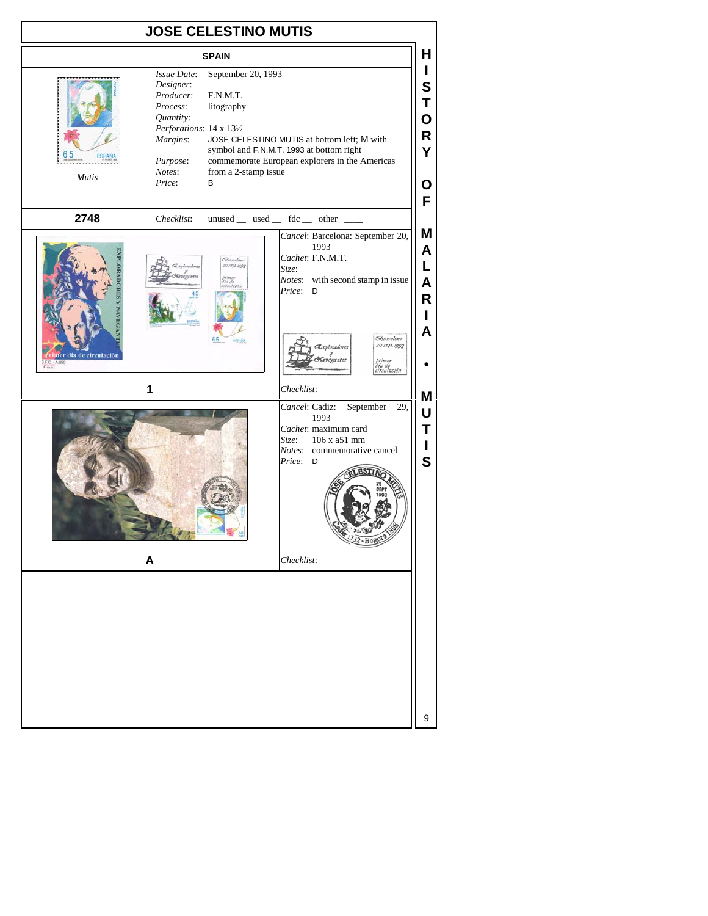# JOSE CELESTINO MUTIS

## SPAIN

*Mutis*

*Issue Date*: September 20, 1993
*Designer*:
*Producer*: F.N.M.T.
*Process*: litography
*Quantity*:
*Perforations*: 14 x 13½
*Margins*: JOSE CELESTINO MUTIS at bottom left; M with symbol and F.N.M.T. 1993 at bottom right
*Purpose*: commemorate European explorers in the Americas
*Notes*: from a 2-stamp issue
*Price*: B

**2748**

*Checklist*: unused __ used __ fdc __ other ____

*Cancel*: Barcelona: September 20, 1993
*Cachet*: F.N.M.T.
*Size*:
*Notes*: with second stamp in issue
*Price*: D

**1**

*Checklist*: ___

*Cancel*: Cadiz: September 29, 1993
*Cachet*: maximum card
*Size*: 106 x a51 mm
*Notes*: commemorative cancel
*Price*: D

**A**

*Checklist*: ___

HISTORY OF MALARIA • MUTIS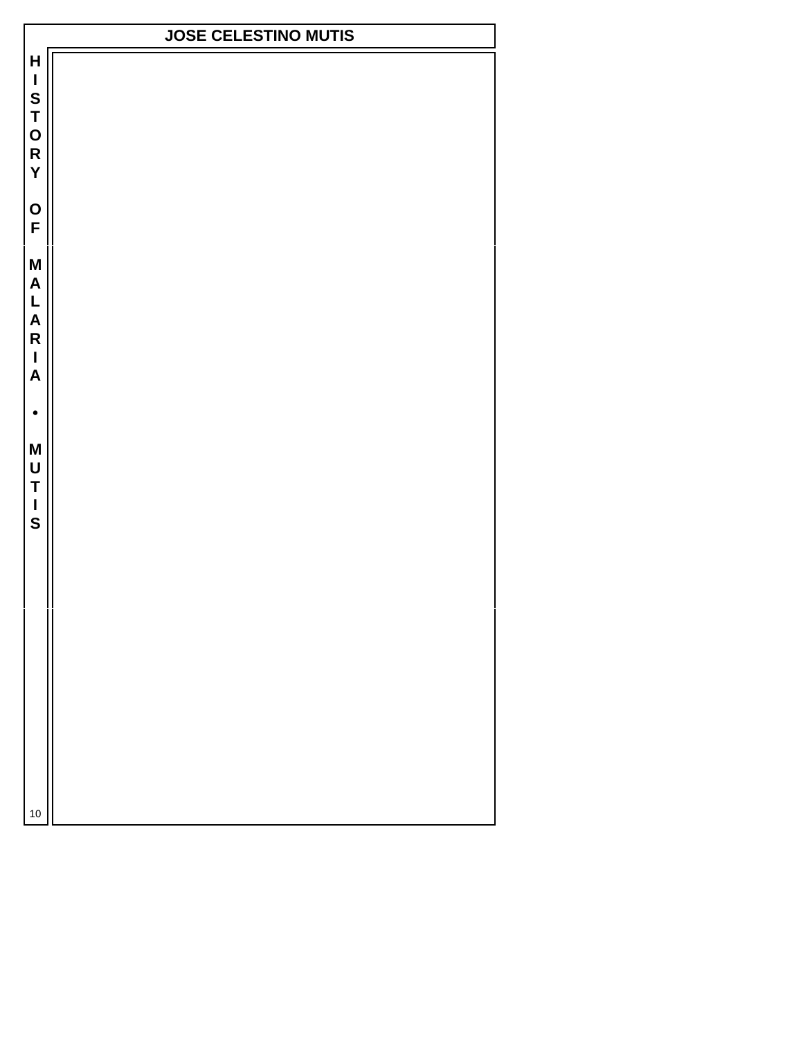# JOSE CELESTINO MUTIS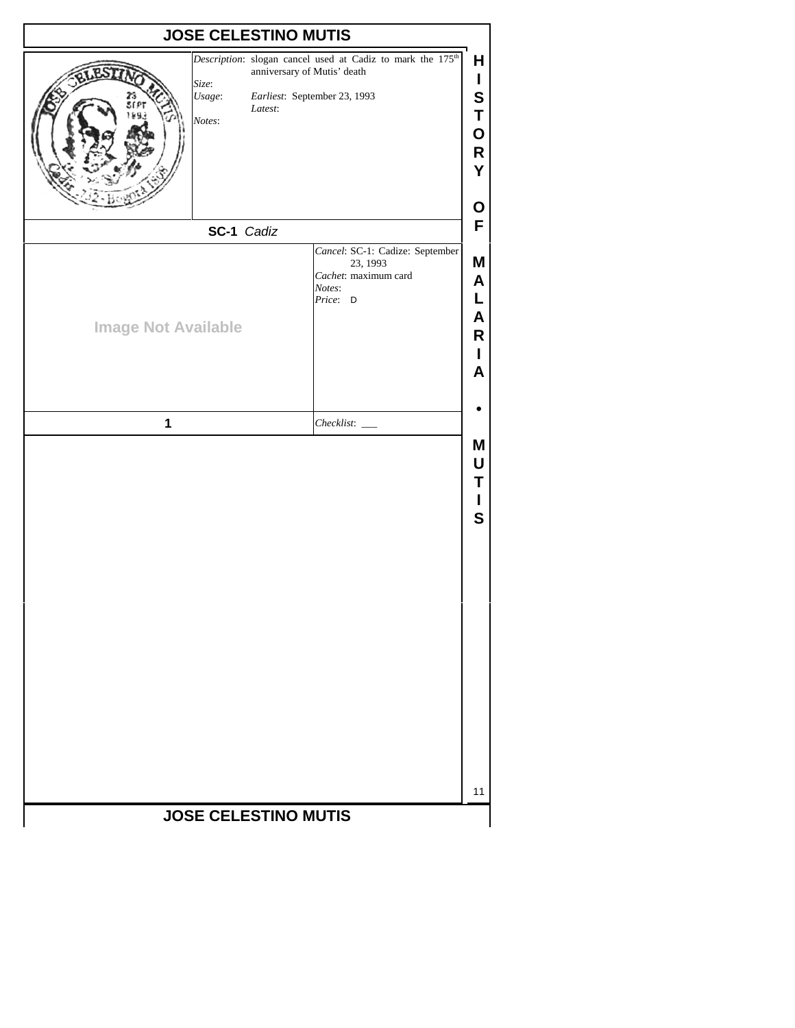# JOSE CELESTINO MUTIS

*Description*: slogan cancel used at Cadiz to mark the 175th anniversary of Mutis' death

*Size*:

*Usage*: *Earliest*: September 23, 1993

*Latest*:

*Notes*:

**SC-1** *Cadiz*

Image Not Available

*Cancel*: SC-1: Cadize: September 23, 1993

*Cachet*: maximum card

*Notes*:

*Price*: D

**1**

*Checklist*: ___

HISTORY OF MALARIA • MUTIS